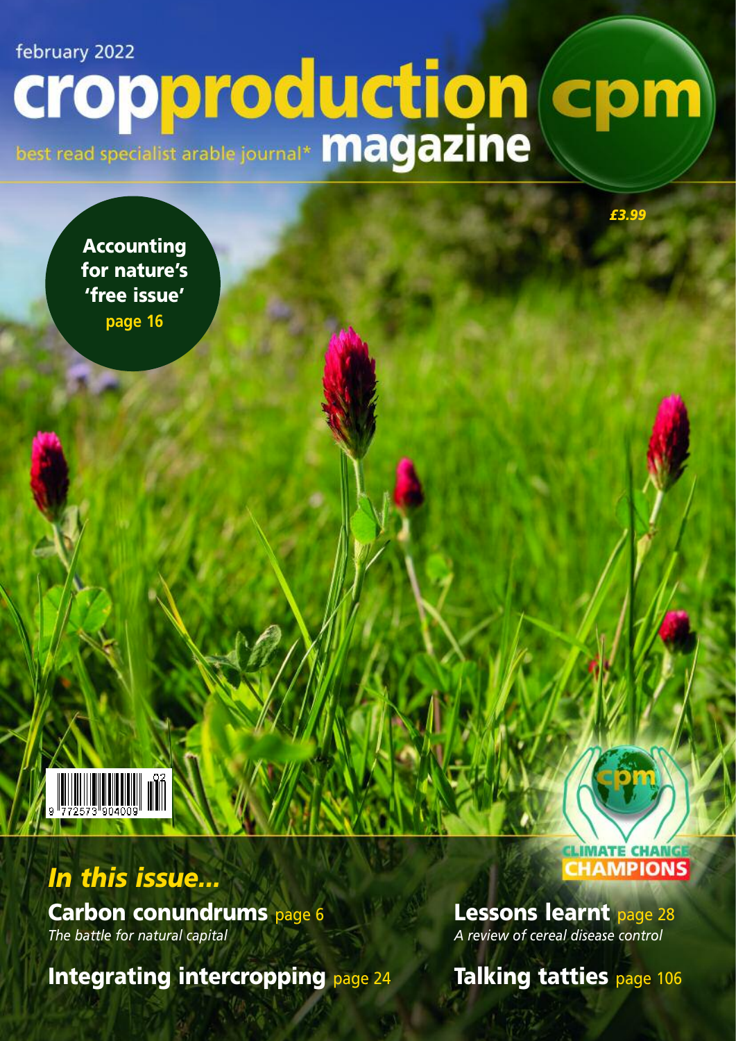february 2022

# cropproduction magazine cpm

best read specialist arable journal*

£3.99

**Accounting for nature's 'free issue'**
page 16

CLIMATE CHANGE CHAMPIONS

## *In this issue...*

**Carbon conundrums** page 6
*The battle for natural capital*

**Integrating intercropping** page 24

**Lessons learnt** page 28
*A review of cereal disease control*

**Talking tatties** page 106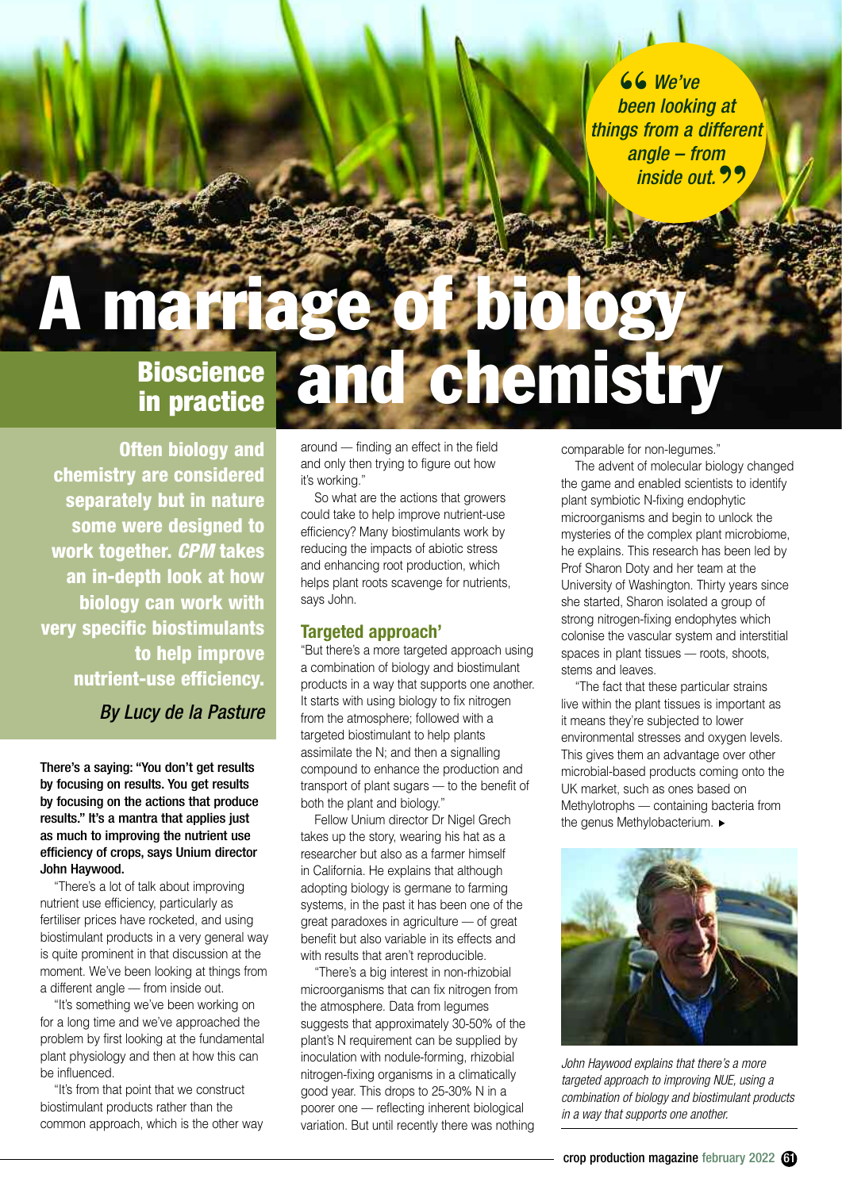# A marriage of biology and chemistry

## Bioscience in practice

**Often biology and chemistry are considered separately but in nature some were designed to work together. *CPM* takes an in-depth look at how biology can work with very specific biostimulants to help improve nutrient-use efficiency.**

*By Lucy de la Pasture*

> *We've been looking at things from a different angle – from inside out.*

**There's a saying: "You don't get results by focusing on results. You get results by focusing on the actions that produce results." It's a mantra that applies just as much to improving the nutrient use efficiency of crops, says Unium director John Haywood.**

"There's a lot of talk about improving nutrient use efficiency, particularly as fertiliser prices have rocketed, and using biostimulant products in a very general way is quite prominent in that discussion at the moment. We've been looking at things from a different angle — from inside out.

"It's something we've been working on for a long time and we've approached the problem by first looking at the fundamental plant physiology and then at how this can be influenced.

"It's from that point that we construct biostimulant products rather than the common approach, which is the other way around — finding an effect in the field and only then trying to figure out how it's working."

So what are the actions that growers could take to help improve nutrient-use efficiency? Many biostimulants work by reducing the impacts of abiotic stress and enhancing root production, which helps plant roots scavenge for nutrients, says John.

### Targeted approach'

"But there's a more targeted approach using a combination of biology and biostimulant products in a way that supports one another. It starts with using biology to fix nitrogen from the atmosphere; followed with a targeted biostimulant to help plants assimilate the N; and then a signalling compound to enhance the production and transport of plant sugars — to the benefit of both the plant and biology."

Fellow Unium director Dr Nigel Grech takes up the story, wearing his hat as a researcher but also as a farmer himself in California. He explains that although adopting biology is germane to farming systems, in the past it has been one of the great paradoxes in agriculture — of great benefit but also variable in its effects and with results that aren't reproducible.

"There's a big interest in non-rhizobial microorganisms that can fix nitrogen from the atmosphere. Data from legumes suggests that approximately 30-50% of the plant's N requirement can be supplied by inoculation with nodule-forming, rhizobial nitrogen-fixing organisms in a climatically good year. This drops to 25-30% N in a poorer one — reflecting inherent biological variation. But until recently there was nothing comparable for non-legumes."

The advent of molecular biology changed the game and enabled scientists to identify plant symbiotic N-fixing endophytic microorganisms and begin to unlock the mysteries of the complex plant microbiome, he explains. This research has been led by Prof Sharon Doty and her team at the University of Washington. Thirty years since she started, Sharon isolated a group of strong nitrogen-fixing endophytes which colonise the vascular system and interstitial spaces in plant tissues — roots, shoots, stems and leaves.

"The fact that these particular strains live within the plant tissues is important as it means they're subjected to lower environmental stresses and oxygen levels. This gives them an advantage over other microbial-based products coming onto the UK market, such as ones based on Methylotrophs — containing bacteria from the genus Methylobacterium. ▸

*John Haywood explains that there's a more targeted approach to improving NUE, using a combination of biology and biostimulant products in a way that supports one another.*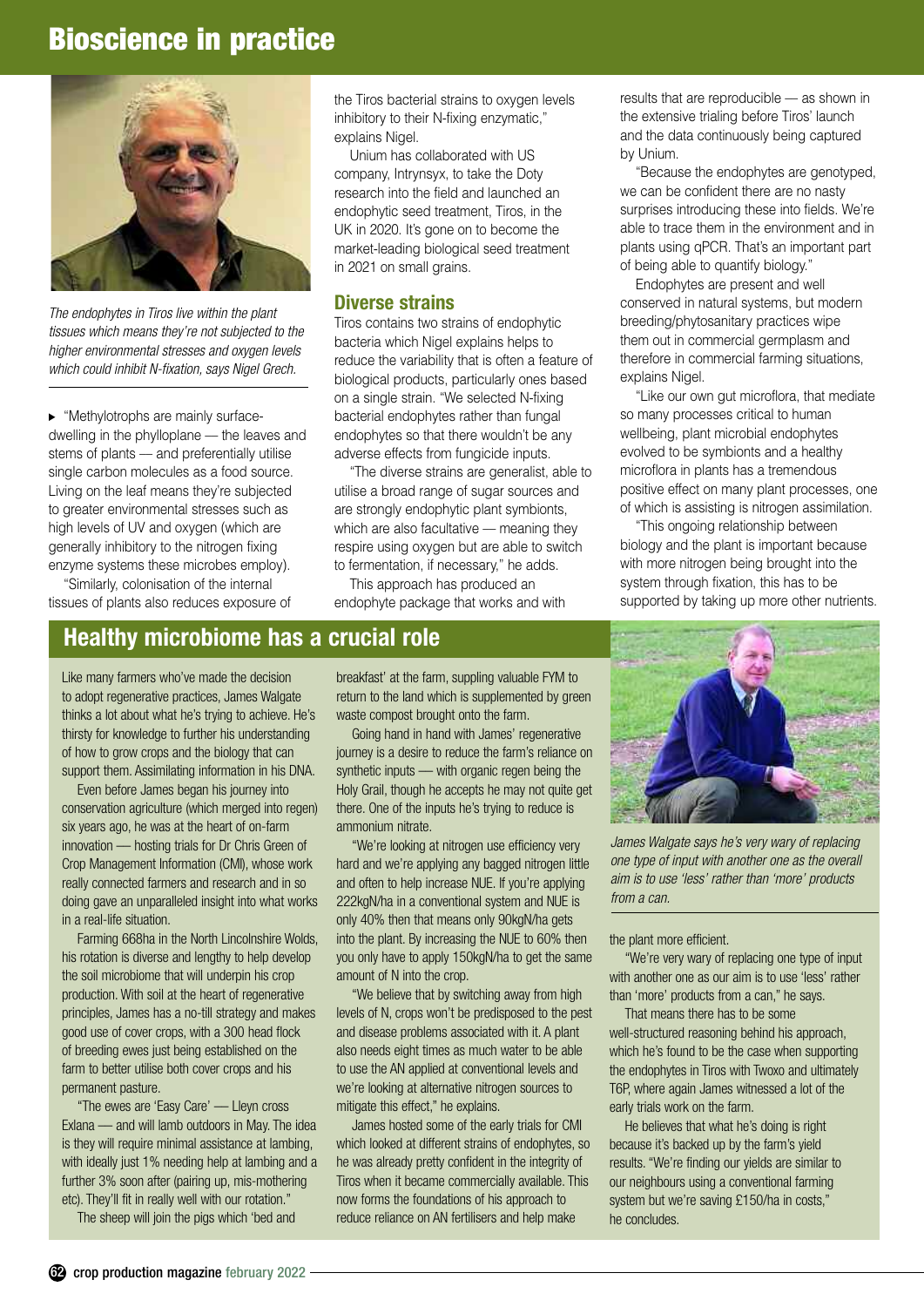# Bioscience in practice

*The endophytes in Tiros live within the plant tissues which means they're not subjected to the higher environmental stresses and oxygen levels which could inhibit N-fixation, says Nigel Grech.*

"Methylotrophs are mainly surface-dwelling in the phylloplane — the leaves and stems of plants — and preferentially utilise single carbon molecules as a food source. Living on the leaf means they're subjected to greater environmental stresses such as high levels of UV and oxygen (which are generally inhibitory to the nitrogen fixing enzyme systems these microbes employ).

"Similarly, colonisation of the internal tissues of plants also reduces exposure of the Tiros bacterial strains to oxygen levels inhibitory to their N-fixing enzymatic," explains Nigel.

Unium has collaborated with US company, Intrynsyx, to take the Doty research into the field and launched an endophytic seed treatment, Tiros, in the UK in 2020. It's gone on to become the market-leading biological seed treatment in 2021 on small grains.

## Diverse strains

Tiros contains two strains of endophytic bacteria which Nigel explains helps to reduce the variability that is often a feature of biological products, particularly ones based on a single strain. "We selected N-fixing bacterial endophytes rather than fungal endophytes so that there wouldn't be any adverse effects from fungicide inputs.

"The diverse strains are generalist, able to utilise a broad range of sugar sources and are strongly endophytic plant symbionts, which are also facultative — meaning they respire using oxygen but are able to switch to fermentation, if necessary," he adds.

This approach has produced an endophyte package that works and with results that are reproducible — as shown in the extensive trialing before Tiros' launch and the data continuously being captured by Unium.

"Because the endophytes are genotyped, we can be confident there are no nasty surprises introducing these into fields. We're able to trace them in the environment and in plants using qPCR. That's an important part of being able to quantify biology."

Endophytes are present and well conserved in natural systems, but modern breeding/phytosanitary practices wipe them out in commercial germplasm and therefore in commercial farming situations, explains Nigel.

"Like our own gut microflora, that mediate so many processes critical to human wellbeing, plant microbial endophytes evolved to be symbionts and a healthy microflora in plants has a tremendous positive effect on many plant processes, one of which is assisting is nitrogen assimilation.

"This ongoing relationship between biology and the plant is important because with more nitrogen being brought into the system through fixation, this has to be supported by taking up more other nutrients.

## Healthy microbiome has a crucial role

Like many farmers who've made the decision to adopt regenerative practices, James Walgate thinks a lot about what he's trying to achieve. He's thirsty for knowledge to further his understanding of how to grow crops and the biology that can support them. Assimilating information in his DNA.

Even before James began his journey into conservation agriculture (which merged into regen) six years ago, he was at the heart of on-farm innovation — hosting trials for Dr Chris Green of Crop Management Information (CMI), whose work really connected farmers and research and in so doing gave an unparalleled insight into what works in a real-life situation.

Farming 668ha in the North Lincolnshire Wolds, his rotation is diverse and lengthy to help develop the soil microbiome that will underpin his crop production. With soil at the heart of regenerative principles, James has a no-till strategy and makes good use of cover crops, with a 300 head flock of breeding ewes just being established on the farm to better utilise both cover crops and his permanent pasture.

"The ewes are 'Easy Care' — Lleyn cross Exlana — and will lamb outdoors in May. The idea is they will require minimal assistance at lambing, with ideally just 1% needing help at lambing and a further 3% soon after (pairing up, mis-mothering etc). They'll fit in really well with our rotation."

The sheep will join the pigs which 'bed and breakfast' at the farm, suppling valuable FYM to return to the land which is supplemented by green waste compost brought onto the farm.

Going hand in hand with James' regenerative journey is a desire to reduce the farm's reliance on synthetic inputs — with organic regen being the Holy Grail, though he accepts he may not quite get there. One of the inputs he's trying to reduce is ammonium nitrate.

"We're looking at nitrogen use efficiency very hard and we're applying any bagged nitrogen little and often to help increase NUE. If you're applying 222kgN/ha in a conventional system and NUE is only 40% then that means only 90kgN/ha gets into the plant. By increasing the NUE to 60% then you only have to apply 150kgN/ha to get the same amount of N into the crop.

"We believe that by switching away from high levels of N, crops won't be predisposed to the pest and disease problems associated with it. A plant also needs eight times as much water to be able to use the AN applied at conventional levels and we're looking at alternative nitrogen sources to mitigate this effect," he explains.

James hosted some of the early trials for CMI which looked at different strains of endophytes, so he was already pretty confident in the integrity of Tiros when it became commercially available. This now forms the foundations of his approach to reduce reliance on AN fertilisers and help make the plant more efficient.

*James Walgate says he's very wary of replacing one type of input with another one as the overall aim is to use 'less' rather than 'more' products from a can.*

"We're very wary of replacing one type of input with another one as our aim is to use 'less' rather than 'more' products from a can," he says.

That means there has to be some well-structured reasoning behind his approach, which he's found to be the case when supporting the endophytes in Tiros with Twoxo and ultimately T6P, where again James witnessed a lot of the early trials work on the farm.

He believes that what he's doing is right because it's backed up by the farm's yield results. "We're finding our yields are similar to our neighbours using a conventional farming system but we're saving £150/ha in costs," he concludes.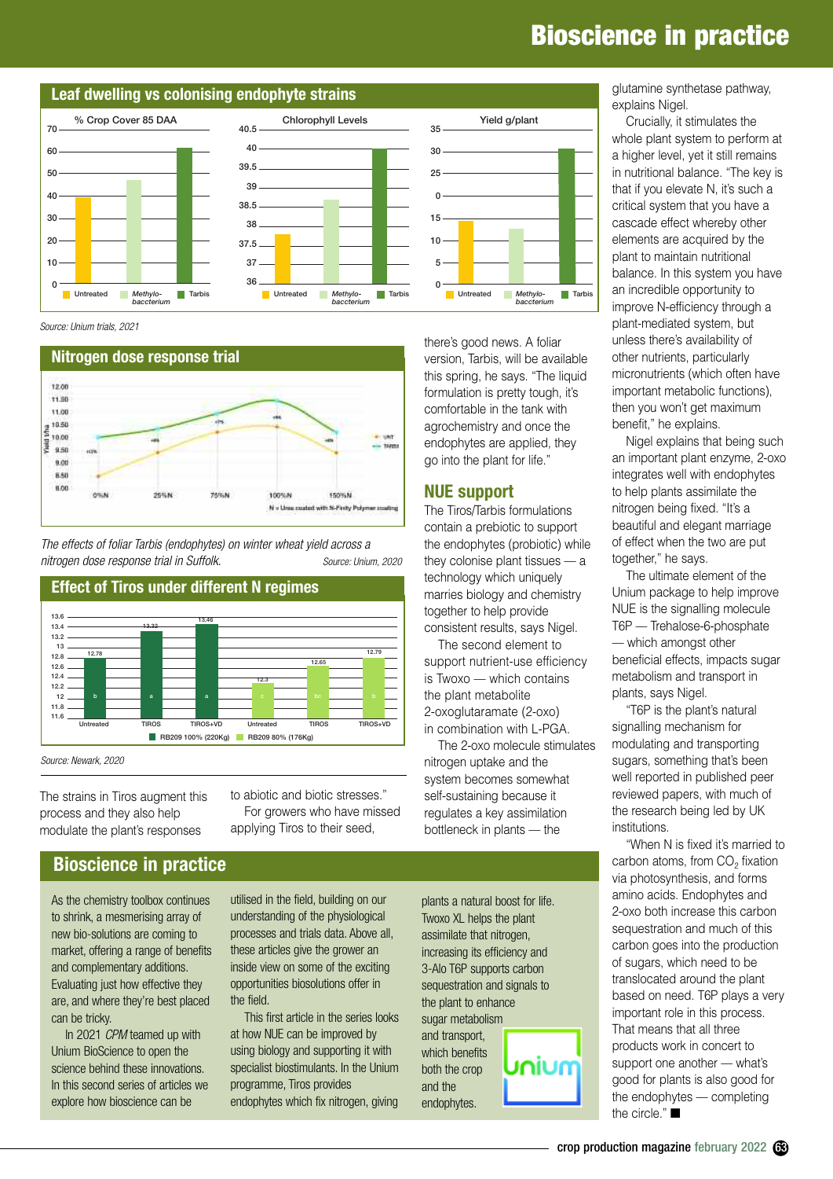## Leaf dwelling vs colonising endophyte strains

% Crop Cover 85 DAA

70, 60, 50, 40, 30, 20, 10, 0

Chlorophyll Levels

40.5, 40, 39.5, 39, 38.5, 38, 37.5, 37, 36

Yield g/plant

35, 30, 25, 0, 15, 10, 5, 0

Untreated · Methylo-bacterium · Tarbis

*Source: Unium trials, 2021*

## Nitrogen dose response trial

Yield t/ha

12.00, 11.50, 11.00, 10.50, 10.00, 9.50, 9.00, 8.50, 8.00

0%N, 25%N, 75%N, 100%N, 150%N

+13%, +6%, +7%, +6%, +6%

UNT, TARBIS

N = Urea coated with N-Fixity Polymer coating

*The effects of foliar Tarbis (endophytes) on winter wheat yield across a nitrogen dose response trial in Suffolk.* *Source: Unium, 2020*

## Effect of Tiros under different N regimes

13.6, 13.4, 13.2, 13, 12.8, 12.6, 12.4, 12.2, 12, 11.8, 11.6

12.78 b, 13.32 a, 13.46 a, 12.3 c, 12.65 bc, 12.79 b

Untreated, TIROS, TIROS+VD, Untreated, TIROS, TIROS+VD

RB209 100% (220Kg) · RB209 80% (176Kg)

*Source: Newark, 2020*

The strains in Tiros augment this process and they also help modulate the plant's responses to abiotic and biotic stresses."

For growers who have missed applying Tiros to their seed, there's good news. A foliar version, Tarbis, will be available this spring, he says. "The liquid formulation is pretty tough, it's comfortable in the tank with agrochemistry and once the endophytes are applied, they go into the plant for life."

## NUE support

The Tiros/Tarbis formulations contain a prebiotic to support the endophytes (probiotic) while they colonise plant tissues — a technology which uniquely marries biology and chemistry together to help provide consistent results, says Nigel.

The second element to support nutrient-use efficiency is Twoxo — which contains the plant metabolite 2-oxoglutaramate (2-oxo) in combination with L-PGA.

The 2-oxo molecule stimulates nitrogen uptake and the system becomes somewhat self-sustaining because it regulates a key assimilation bottleneck in plants — the glutamine synthetase pathway, explains Nigel.

Crucially, it stimulates the whole plant system to perform at a higher level, yet it still remains in nutritional balance. "The key is that if you elevate N, it's such a critical system that you have a cascade effect whereby other elements are acquired by the plant to maintain nutritional balance. In this system you have an incredible opportunity to improve N-efficiency through a plant-mediated system, but unless there's availability of other nutrients, particularly micronutrients (which often have important metabolic functions), then you won't get maximum benefit," he explains.

Nigel explains that being such an important plant enzyme, 2-oxo integrates well with endophytes to help plants assimilate the nitrogen being fixed. "It's a beautiful and elegant marriage of effect when the two are put together," he says.

The ultimate element of the Unium package to help improve NUE is the signalling molecule T6P — Trehalose-6-phosphate — which amongst other beneficial effects, impacts sugar metabolism and transport in plants, says Nigel.

"T6P is the plant's natural signalling mechanism for modulating and transporting sugars, something that's been well reported in published peer reviewed papers, with much of the research being led by UK institutions.

"When N is fixed it's married to carbon atoms, from $CO_2$ fixation via photosynthesis, and forms amino acids. Endophytes and 2-oxo both increase this carbon sequestration and much of this carbon goes into the production of sugars, which need to be translocated around the plant based on need. T6P plays a very important role in this process. That means that all three products work in concert to support one another — what's good for plants is also good for the endophytes — completing the circle." ■

## Bioscience in practice

As the chemistry toolbox continues to shrink, a mesmerising array of new bio-solutions are coming to market, offering a range of benefits and complementary additions. Evaluating just how effective they are, and where they're best placed can be tricky.

In 2021 *CPM* teamed up with Unium BioScience to open the science behind these innovations. In this second series of articles we explore how bioscience can be utilised in the field, building on our understanding of the physiological processes and trials data. Above all, these articles give the grower an inside view on some of the exciting opportunities biosolutions offer in the field.

This first article in the series looks at how NUE can be improved by using biology and supporting it with specialist biostimulants. In the Unium programme, Tiros provides endophytes which fix nitrogen, giving plants a natural boost for life. Twoxo XL helps the plant assimilate that nitrogen, increasing its efficiency and 3-Alo T6P supports carbon sequestration and signals to the plant to enhance sugar metabolism and transport, which benefits both the crop and the endophytes.

Unium